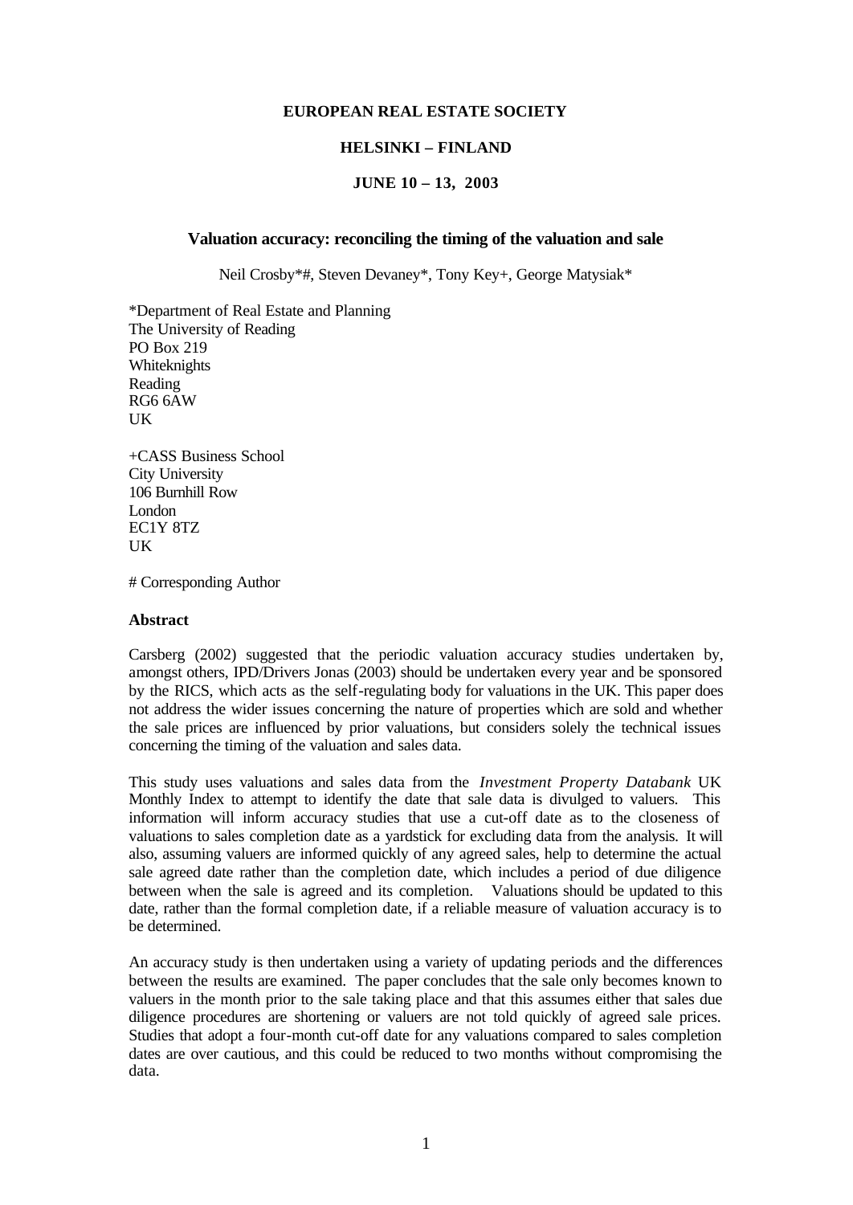**EUROPEAN REAL ESTATE SOCIETY**

**HELSINKI – FINLAND**

**JUNE 10 – 13, 2003**

# Valuation accuracy: reconciling the timing of the valuation and sale

Neil Crosby*#, Steven Devaney*, Tony Key+, George Matysiak*

*Department of Real Estate and Planning
The University of Reading
PO Box 219
Whiteknights
Reading
RG6 6AW
UK

+CASS Business School
City University
106 Burnhill Row
London
EC1Y 8TZ
UK

# Corresponding Author

## Abstract

Carsberg (2002) suggested that the periodic valuation accuracy studies undertaken by, amongst others, IPD/Drivers Jonas (2003) should be undertaken every year and be sponsored by the RICS, which acts as the self-regulating body for valuations in the UK. This paper does not address the wider issues concerning the nature of properties which are sold and whether the sale prices are influenced by prior valuations, but considers solely the technical issues concerning the timing of the valuation and sales data.

This study uses valuations and sales data from the *Investment Property Databank* UK Monthly Index to attempt to identify the date that sale data is divulged to valuers. This information will inform accuracy studies that use a cut-off date as to the closeness of valuations to sales completion date as a yardstick for excluding data from the analysis. It will also, assuming valuers are informed quickly of any agreed sales, help to determine the actual sale agreed date rather than the completion date, which includes a period of due diligence between when the sale is agreed and its completion. Valuations should be updated to this date, rather than the formal completion date, if a reliable measure of valuation accuracy is to be determined.

An accuracy study is then undertaken using a variety of updating periods and the differences between the results are examined. The paper concludes that the sale only becomes known to valuers in the month prior to the sale taking place and that this assumes either that sales due diligence procedures are shortening or valuers are not told quickly of agreed sale prices. Studies that adopt a four-month cut-off date for any valuations compared to sales completion dates are over cautious, and this could be reduced to two months without compromising the data.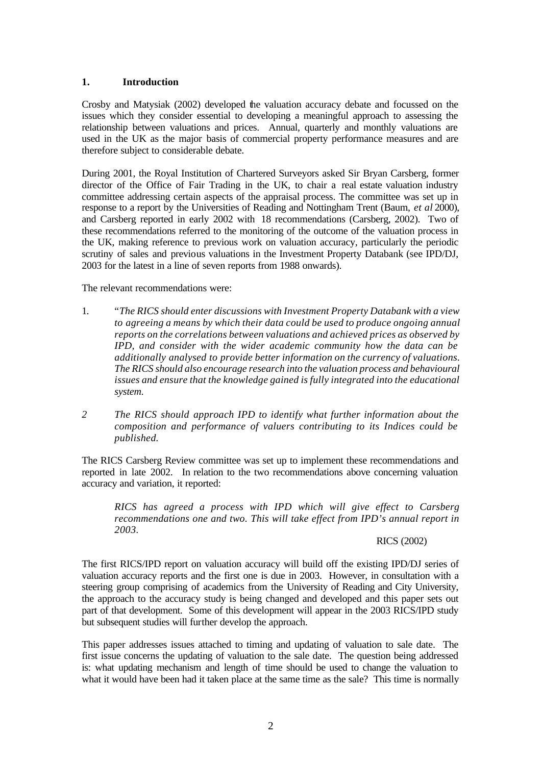## 1. Introduction

Crosby and Matysiak (2002) developed the valuation accuracy debate and focussed on the issues which they consider essential to developing a meaningful approach to assessing the relationship between valuations and prices. Annual, quarterly and monthly valuations are used in the UK as the major basis of commercial property performance measures and are therefore subject to considerable debate.

During 2001, the Royal Institution of Chartered Surveyors asked Sir Bryan Carsberg, former director of the Office of Fair Trading in the UK, to chair a real estate valuation industry committee addressing certain aspects of the appraisal process. The committee was set up in response to a report by the Universities of Reading and Nottingham Trent (Baum, *et al* 2000), and Carsberg reported in early 2002 with 18 recommendations (Carsberg, 2002). Two of these recommendations referred to the monitoring of the outcome of the valuation process in the UK, making reference to previous work on valuation accuracy, particularly the periodic scrutiny of sales and previous valuations in the Investment Property Databank (see IPD/DJ, 2003 for the latest in a line of seven reports from 1988 onwards).

The relevant recommendations were:

1. "*The RICS should enter discussions with Investment Property Databank with a view to agreeing a means by which their data could be used to produce ongoing annual reports on the correlations between valuations and achieved prices as observed by IPD, and consider with the wider academic community how the data can be additionally analysed to provide better information on the currency of valuations. The RICS should also encourage research into the valuation process and behavioural issues and ensure that the knowledge gained is fully integrated into the educational system.*

2. *The RICS should approach IPD to identify what further information about the composition and performance of valuers contributing to its Indices could be published.*

The RICS Carsberg Review committee was set up to implement these recommendations and reported in late 2002. In relation to the two recommendations above concerning valuation accuracy and variation, it reported:

> *RICS has agreed a process with IPD which will give effect to Carsberg recommendations one and two. This will take effect from IPD's annual report in 2003.*
>
> RICS (2002)

The first RICS/IPD report on valuation accuracy will build off the existing IPD/DJ series of valuation accuracy reports and the first one is due in 2003. However, in consultation with a steering group comprising of academics from the University of Reading and City University, the approach to the accuracy study is being changed and developed and this paper sets out part of that development. Some of this development will appear in the 2003 RICS/IPD study but subsequent studies will further develop the approach.

This paper addresses issues attached to timing and updating of valuation to sale date. The first issue concerns the updating of valuation to the sale date. The question being addressed is: what updating mechanism and length of time should be used to change the valuation to what it would have been had it taken place at the same time as the sale? This time is normally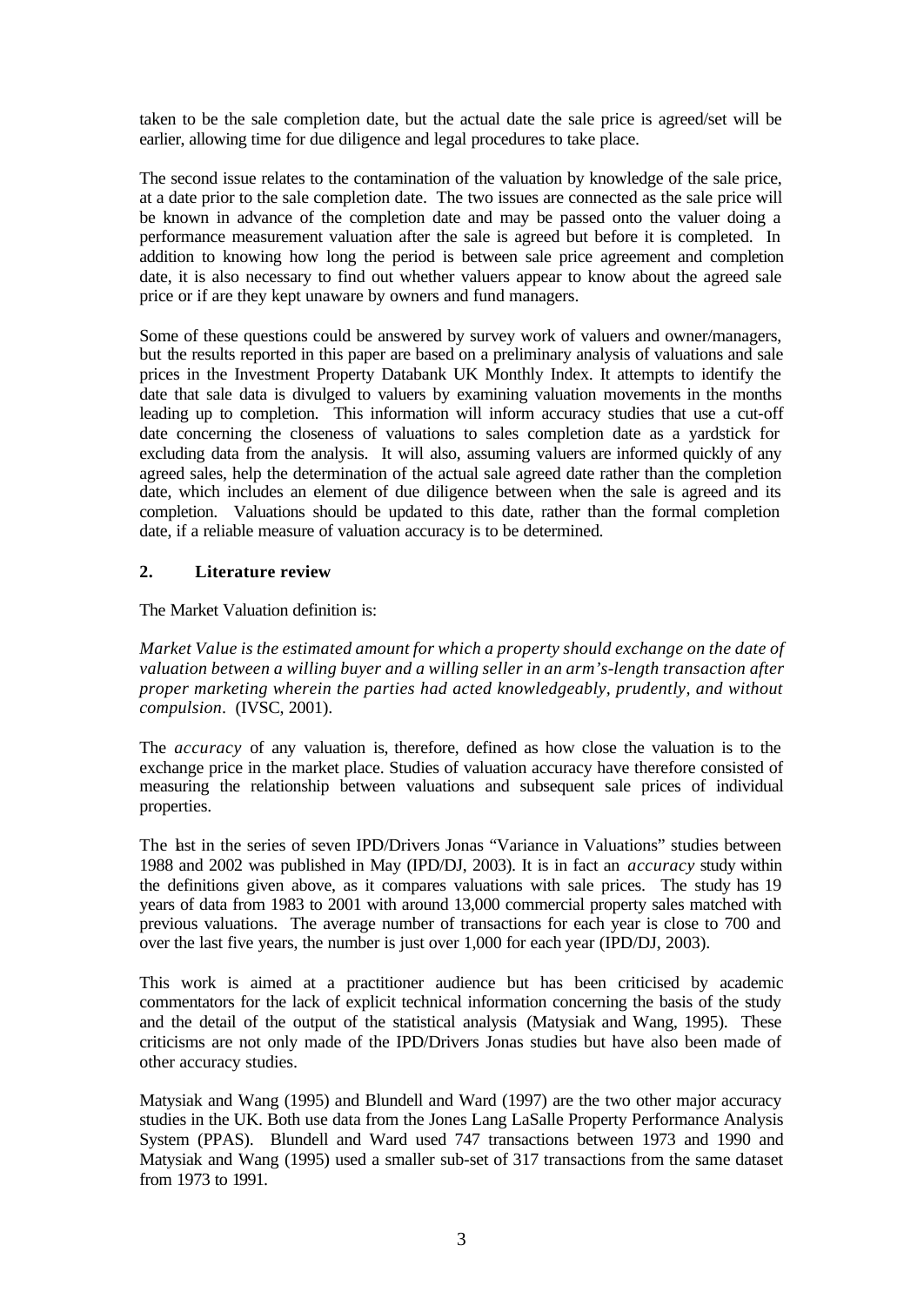taken to be the sale completion date, but the actual date the sale price is agreed/set will be earlier, allowing time for due diligence and legal procedures to take place.

The second issue relates to the contamination of the valuation by knowledge of the sale price, at a date prior to the sale completion date. The two issues are connected as the sale price will be known in advance of the completion date and may be passed onto the valuer doing a performance measurement valuation after the sale is agreed but before it is completed. In addition to knowing how long the period is between sale price agreement and completion date, it is also necessary to find out whether valuers appear to know about the agreed sale price or if are they kept unaware by owners and fund managers.

Some of these questions could be answered by survey work of valuers and owner/managers, but the results reported in this paper are based on a preliminary analysis of valuations and sale prices in the Investment Property Databank UK Monthly Index. It attempts to identify the date that sale data is divulged to valuers by examining valuation movements in the months leading up to completion. This information will inform accuracy studies that use a cut-off date concerning the closeness of valuations to sales completion date as a yardstick for excluding data from the analysis. It will also, assuming valuers are informed quickly of any agreed sales, help the determination of the actual sale agreed date rather than the completion date, which includes an element of due diligence between when the sale is agreed and its completion. Valuations should be updated to this date, rather than the formal completion date, if a reliable measure of valuation accuracy is to be determined.

## 2. Literature review

The Market Valuation definition is:

*Market Value is the estimated amount for which a property should exchange on the date of valuation between a willing buyer and a willing seller in an arm's-length transaction after proper marketing wherein the parties had acted knowledgeably, prudently, and without compulsion.* (IVSC, 2001).

The *accuracy* of any valuation is, therefore, defined as how close the valuation is to the exchange price in the market place. Studies of valuation accuracy have therefore consisted of measuring the relationship between valuations and subsequent sale prices of individual properties.

The last in the series of seven IPD/Drivers Jonas "Variance in Valuations" studies between 1988 and 2002 was published in May (IPD/DJ, 2003). It is in fact an *accuracy* study within the definitions given above, as it compares valuations with sale prices. The study has 19 years of data from 1983 to 2001 with around 13,000 commercial property sales matched with previous valuations. The average number of transactions for each year is close to 700 and over the last five years, the number is just over 1,000 for each year (IPD/DJ, 2003).

This work is aimed at a practitioner audience but has been criticised by academic commentators for the lack of explicit technical information concerning the basis of the study and the detail of the output of the statistical analysis (Matysiak and Wang, 1995). These criticisms are not only made of the IPD/Drivers Jonas studies but have also been made of other accuracy studies.

Matysiak and Wang (1995) and Blundell and Ward (1997) are the two other major accuracy studies in the UK. Both use data from the Jones Lang LaSalle Property Performance Analysis System (PPAS). Blundell and Ward used 747 transactions between 1973 and 1990 and Matysiak and Wang (1995) used a smaller sub-set of 317 transactions from the same dataset from 1973 to 1991.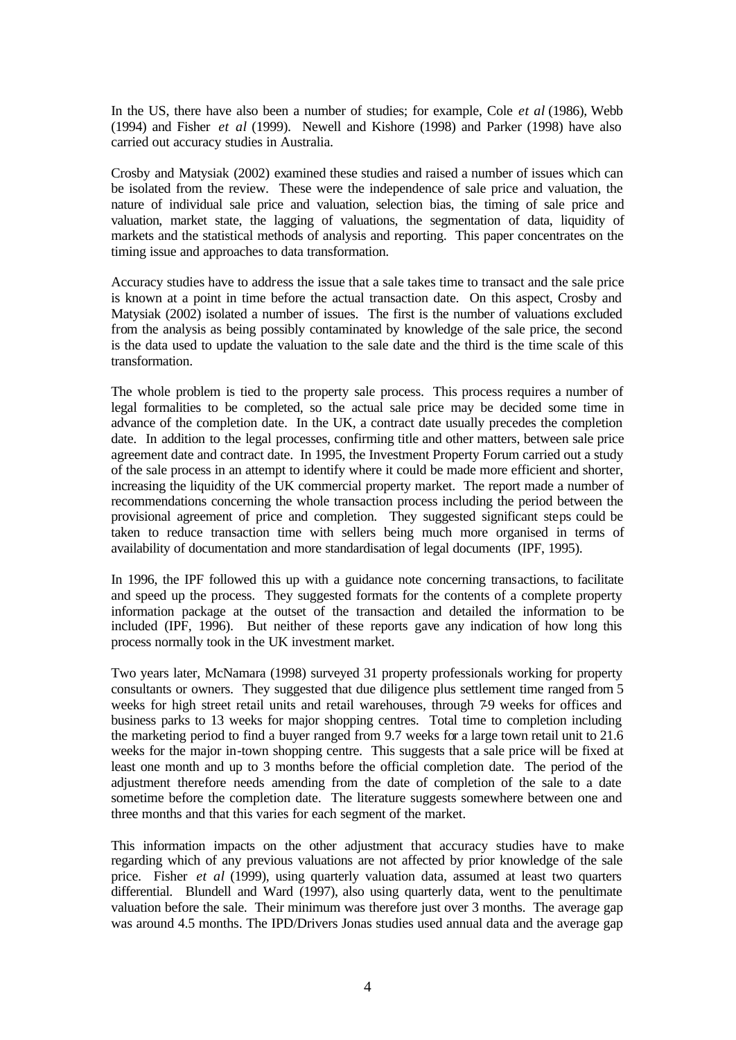In the US, there have also been a number of studies; for example, Cole *et al* (1986), Webb (1994) and Fisher *et al* (1999). Newell and Kishore (1998) and Parker (1998) have also carried out accuracy studies in Australia.

Crosby and Matysiak (2002) examined these studies and raised a number of issues which can be isolated from the review. These were the independence of sale price and valuation, the nature of individual sale price and valuation, selection bias, the timing of sale price and valuation, market state, the lagging of valuations, the segmentation of data, liquidity of markets and the statistical methods of analysis and reporting. This paper concentrates on the timing issue and approaches to data transformation.

Accuracy studies have to address the issue that a sale takes time to transact and the sale price is known at a point in time before the actual transaction date. On this aspect, Crosby and Matysiak (2002) isolated a number of issues. The first is the number of valuations excluded from the analysis as being possibly contaminated by knowledge of the sale price, the second is the data used to update the valuation to the sale date and the third is the time scale of this transformation.

The whole problem is tied to the property sale process. This process requires a number of legal formalities to be completed, so the actual sale price may be decided some time in advance of the completion date. In the UK, a contract date usually precedes the completion date. In addition to the legal processes, confirming title and other matters, between sale price agreement date and contract date. In 1995, the Investment Property Forum carried out a study of the sale process in an attempt to identify where it could be made more efficient and shorter, increasing the liquidity of the UK commercial property market. The report made a number of recommendations concerning the whole transaction process including the period between the provisional agreement of price and completion. They suggested significant steps could be taken to reduce transaction time with sellers being much more organised in terms of availability of documentation and more standardisation of legal documents (IPF, 1995).

In 1996, the IPF followed this up with a guidance note concerning transactions, to facilitate and speed up the process. They suggested formats for the contents of a complete property information package at the outset of the transaction and detailed the information to be included (IPF, 1996). But neither of these reports gave any indication of how long this process normally took in the UK investment market.

Two years later, McNamara (1998) surveyed 31 property professionals working for property consultants or owners. They suggested that due diligence plus settlement time ranged from 5 weeks for high street retail units and retail warehouses, through 7-9 weeks for offices and business parks to 13 weeks for major shopping centres. Total time to completion including the marketing period to find a buyer ranged from 9.7 weeks for a large town retail unit to 21.6 weeks for the major in-town shopping centre. This suggests that a sale price will be fixed at least one month and up to 3 months before the official completion date. The period of the adjustment therefore needs amending from the date of completion of the sale to a date sometime before the completion date. The literature suggests somewhere between one and three months and that this varies for each segment of the market.

This information impacts on the other adjustment that accuracy studies have to make regarding which of any previous valuations are not affected by prior knowledge of the sale price. Fisher *et al* (1999), using quarterly valuation data, assumed at least two quarters differential. Blundell and Ward (1997), also using quarterly data, went to the penultimate valuation before the sale. Their minimum was therefore just over 3 months. The average gap was around 4.5 months. The IPD/Drivers Jonas studies used annual data and the average gap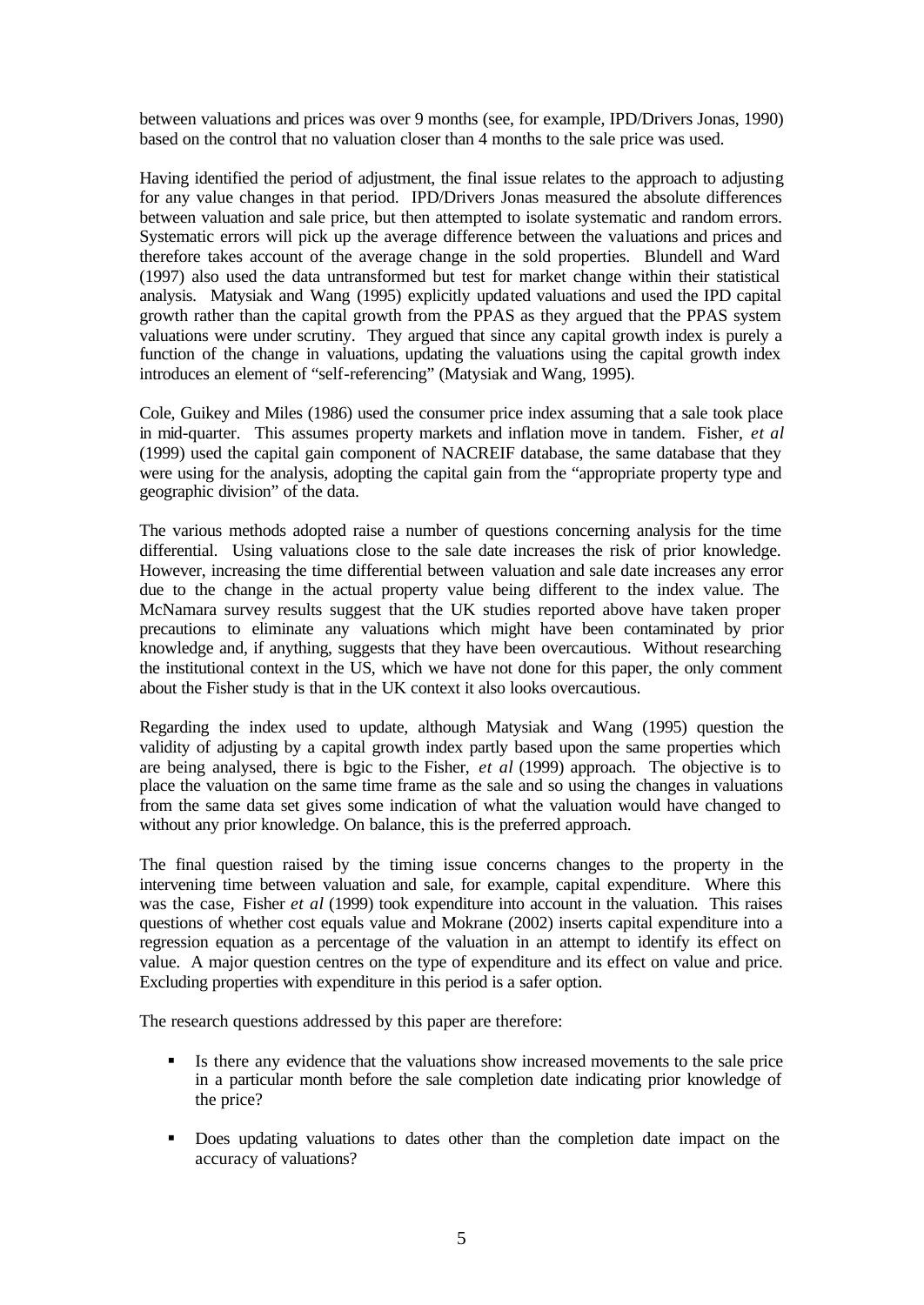between valuations and prices was over 9 months (see, for example, IPD/Drivers Jonas, 1990) based on the control that no valuation closer than 4 months to the sale price was used.

Having identified the period of adjustment, the final issue relates to the approach to adjusting for any value changes in that period. IPD/Drivers Jonas measured the absolute differences between valuation and sale price, but then attempted to isolate systematic and random errors. Systematic errors will pick up the average difference between the valuations and prices and therefore takes account of the average change in the sold properties. Blundell and Ward (1997) also used the data untransformed but test for market change within their statistical analysis. Matysiak and Wang (1995) explicitly updated valuations and used the IPD capital growth rather than the capital growth from the PPAS as they argued that the PPAS system valuations were under scrutiny. They argued that since any capital growth index is purely a function of the change in valuations, updating the valuations using the capital growth index introduces an element of "self-referencing" (Matysiak and Wang, 1995).

Cole, Guikey and Miles (1986) used the consumer price index assuming that a sale took place in mid-quarter. This assumes property markets and inflation move in tandem. Fisher, *et al* (1999) used the capital gain component of NACREIF database, the same database that they were using for the analysis, adopting the capital gain from the "appropriate property type and geographic division" of the data.

The various methods adopted raise a number of questions concerning analysis for the time differential. Using valuations close to the sale date increases the risk of prior knowledge. However, increasing the time differential between valuation and sale date increases any error due to the change in the actual property value being different to the index value. The McNamara survey results suggest that the UK studies reported above have taken proper precautions to eliminate any valuations which might have been contaminated by prior knowledge and, if anything, suggests that they have been overcautious. Without researching the institutional context in the US, which we have not done for this paper, the only comment about the Fisher study is that in the UK context it also looks overcautious.

Regarding the index used to update, although Matysiak and Wang (1995) question the validity of adjusting by a capital growth index partly based upon the same properties which are being analysed, there is logic to the Fisher, *et al* (1999) approach. The objective is to place the valuation on the same time frame as the sale and so using the changes in valuations from the same data set gives some indication of what the valuation would have changed to without any prior knowledge. On balance, this is the preferred approach.

The final question raised by the timing issue concerns changes to the property in the intervening time between valuation and sale, for example, capital expenditure. Where this was the case, Fisher *et al* (1999) took expenditure into account in the valuation. This raises questions of whether cost equals value and Mokrane (2002) inserts capital expenditure into a regression equation as a percentage of the valuation in an attempt to identify its effect on value. A major question centres on the type of expenditure and its effect on value and price. Excluding properties with expenditure in this period is a safer option.

The research questions addressed by this paper are therefore:

- Is there any evidence that the valuations show increased movements to the sale price in a particular month before the sale completion date indicating prior knowledge of the price?
- Does updating valuations to dates other than the completion date impact on the accuracy of valuations?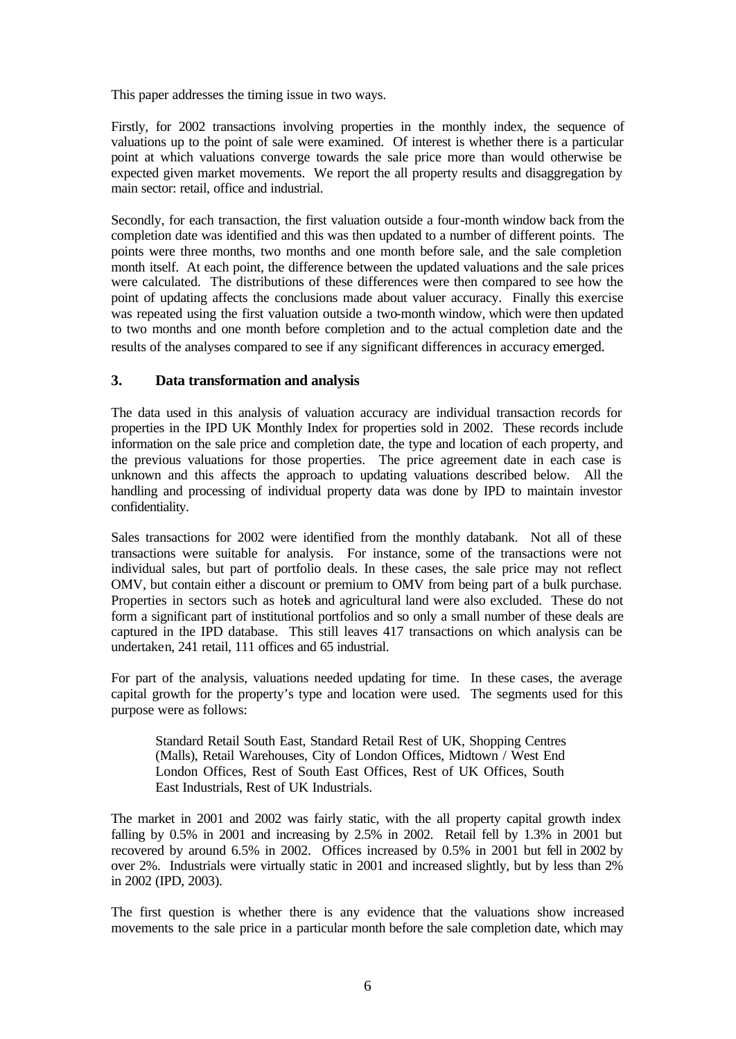This paper addresses the timing issue in two ways.

Firstly, for 2002 transactions involving properties in the monthly index, the sequence of valuations up to the point of sale were examined. Of interest is whether there is a particular point at which valuations converge towards the sale price more than would otherwise be expected given market movements. We report the all property results and disaggregation by main sector: retail, office and industrial.

Secondly, for each transaction, the first valuation outside a four-month window back from the completion date was identified and this was then updated to a number of different points. The points were three months, two months and one month before sale, and the sale completion month itself. At each point, the difference between the updated valuations and the sale prices were calculated. The distributions of these differences were then compared to see how the point of updating affects the conclusions made about valuer accuracy. Finally this exercise was repeated using the first valuation outside a two-month window, which were then updated to two months and one month before completion and to the actual completion date and the results of the analyses compared to see if any significant differences in accuracy emerged.

## 3. Data transformation and analysis

The data used in this analysis of valuation accuracy are individual transaction records for properties in the IPD UK Monthly Index for properties sold in 2002. These records include information on the sale price and completion date, the type and location of each property, and the previous valuations for those properties. The price agreement date in each case is unknown and this affects the approach to updating valuations described below. All the handling and processing of individual property data was done by IPD to maintain investor confidentiality.

Sales transactions for 2002 were identified from the monthly databank. Not all of these transactions were suitable for analysis. For instance, some of the transactions were not individual sales, but part of portfolio deals. In these cases, the sale price may not reflect OMV, but contain either a discount or premium to OMV from being part of a bulk purchase. Properties in sectors such as hotels and agricultural land were also excluded. These do not form a significant part of institutional portfolios and so only a small number of these deals are captured in the IPD database. This still leaves 417 transactions on which analysis can be undertaken, 241 retail, 111 offices and 65 industrial.

For part of the analysis, valuations needed updating for time. In these cases, the average capital growth for the property's type and location were used. The segments used for this purpose were as follows:

> Standard Retail South East, Standard Retail Rest of UK, Shopping Centres (Malls), Retail Warehouses, City of London Offices, Midtown / West End London Offices, Rest of South East Offices, Rest of UK Offices, South East Industrials, Rest of UK Industrials.

The market in 2001 and 2002 was fairly static, with the all property capital growth index falling by 0.5% in 2001 and increasing by 2.5% in 2002. Retail fell by 1.3% in 2001 but recovered by around 6.5% in 2002. Offices increased by 0.5% in 2001 but fell in 2002 by over 2%. Industrials were virtually static in 2001 and increased slightly, but by less than 2% in 2002 (IPD, 2003).

The first question is whether there is any evidence that the valuations show increased movements to the sale price in a particular month before the sale completion date, which may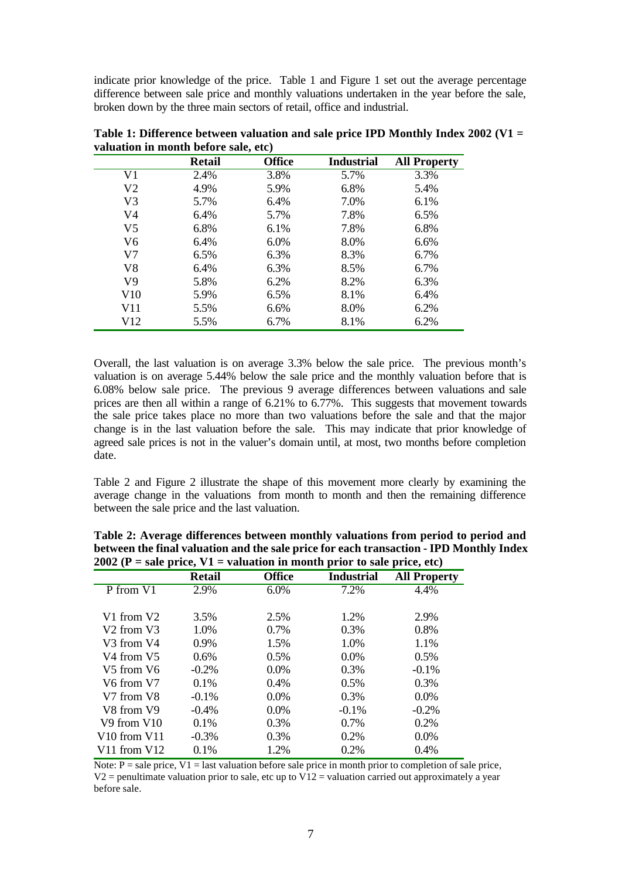indicate prior knowledge of the price. Table 1 and Figure 1 set out the average percentage difference between sale price and monthly valuations undertaken in the year before the sale, broken down by the three main sectors of retail, office and industrial.

**Table 1: Difference between valuation and sale price IPD Monthly Index 2002 (V1 = valuation in month before sale, etc)**

| | Retail | Office | Industrial | All Property |
|---|---|---|---|---|
| V1 | 2.4% | 3.8% | 5.7% | 3.3% |
| V2 | 4.9% | 5.9% | 6.8% | 5.4% |
| V3 | 5.7% | 6.4% | 7.0% | 6.1% |
| V4 | 6.4% | 5.7% | 7.8% | 6.5% |
| V5 | 6.8% | 6.1% | 7.8% | 6.8% |
| V6 | 6.4% | 6.0% | 8.0% | 6.6% |
| V7 | 6.5% | 6.3% | 8.3% | 6.7% |
| V8 | 6.4% | 6.3% | 8.5% | 6.7% |
| V9 | 5.8% | 6.2% | 8.2% | 6.3% |
| V10 | 5.9% | 6.5% | 8.1% | 6.4% |
| V11 | 5.5% | 6.6% | 8.0% | 6.2% |
| V12 | 5.5% | 6.7% | 8.1% | 6.2% |

Overall, the last valuation is on average 3.3% below the sale price. The previous month's valuation is on average 5.44% below the sale price and the monthly valuation before that is 6.08% below sale price. The previous 9 average differences between valuations and sale prices are then all within a range of 6.21% to 6.77%. This suggests that movement towards the sale price takes place no more than two valuations before the sale and that the major change is in the last valuation before the sale. This may indicate that prior knowledge of agreed sale prices is not in the valuer's domain until, at most, two months before completion date.

Table 2 and Figure 2 illustrate the shape of this movement more clearly by examining the average change in the valuations from month to month and then the remaining difference between the sale price and the last valuation.

**Table 2: Average differences between monthly valuations from period to period and between the final valuation and the sale price for each transaction - IPD Monthly Index 2002 (P = sale price, V1 = valuation in month prior to sale price, etc)**

| | Retail | Office | Industrial | All Property |
|---|---|---|---|---|
| P from V1 | 2.9% | 6.0% | 7.2% | 4.4% |
| V1 from V2 | 3.5% | 2.5% | 1.2% | 2.9% |
| V2 from V3 | 1.0% | 0.7% | 0.3% | 0.8% |
| V3 from V4 | 0.9% | 1.5% | 1.0% | 1.1% |
| V4 from V5 | 0.6% | 0.5% | 0.0% | 0.5% |
| V5 from V6 | -0.2% | 0.0% | 0.3% | -0.1% |
| V6 from V7 | 0.1% | 0.4% | 0.5% | 0.3% |
| V7 from V8 | -0.1% | 0.0% | 0.3% | 0.0% |
| V8 from V9 | -0.4% | 0.0% | -0.1% | -0.2% |
| V9 from V10 | 0.1% | 0.3% | 0.7% | 0.2% |
| V10 from V11 | -0.3% | 0.3% | 0.2% | 0.0% |
| V11 from V12 | 0.1% | 1.2% | 0.2% | 0.4% |

Note: P = sale price, V1 = last valuation before sale price in month prior to completion of sale price, V2 = penultimate valuation prior to sale, etc up to V12 = valuation carried out approximately a year before sale.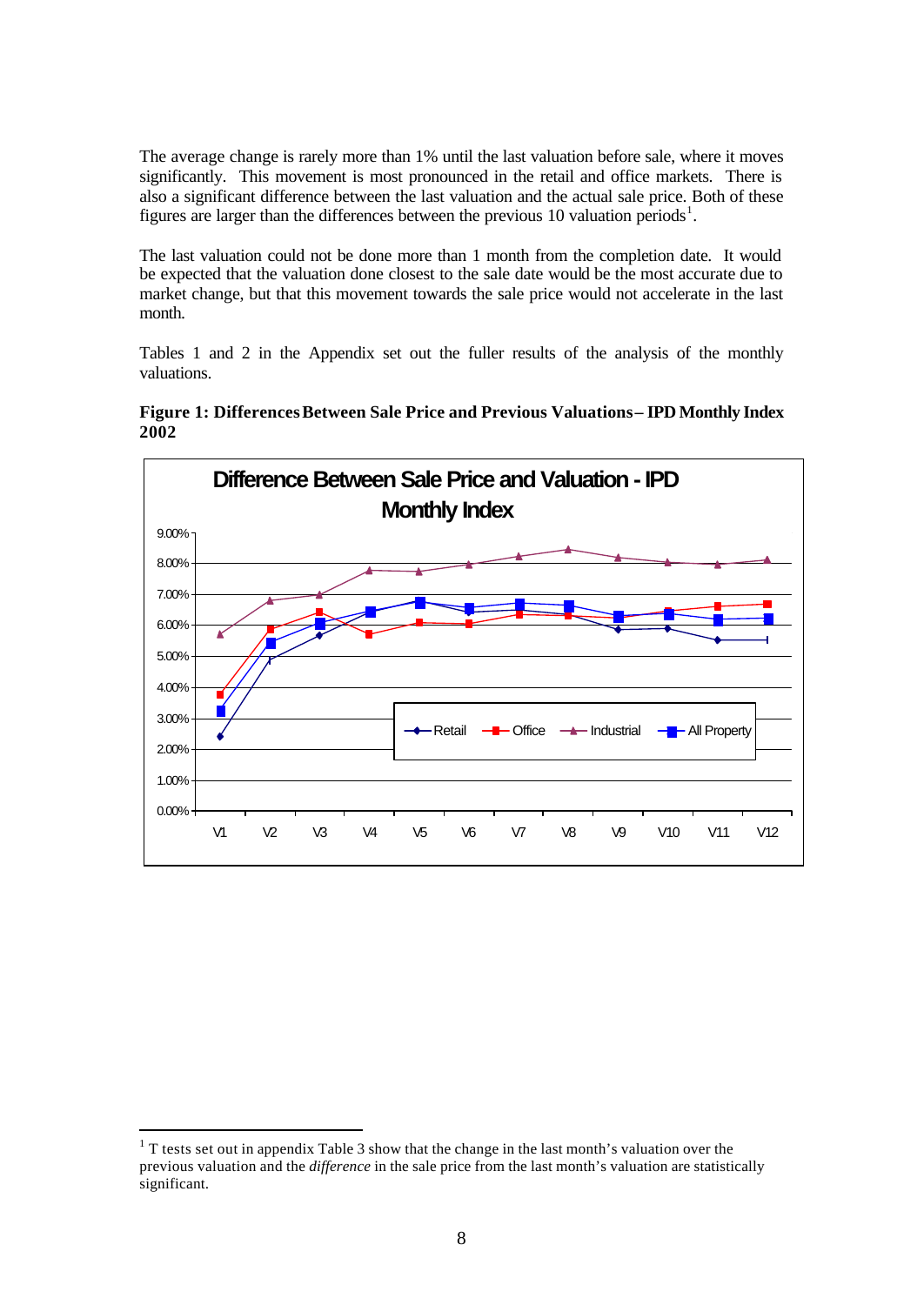The average change is rarely more than 1% until the last valuation before sale, where it moves significantly. This movement is most pronounced in the retail and office markets. There is also a significant difference between the last valuation and the actual sale price. Both of these figures are larger than the differences between the previous 10 valuation periods[1].

The last valuation could not be done more than 1 month from the completion date. It would be expected that the valuation done closest to the sale date would be the most accurate due to market change, but that this movement towards the sale price would not accelerate in the last month.

Tables 1 and 2 in the Appendix set out the fuller results of the analysis of the monthly valuations.

**Figure 1: Differences Between Sale Price and Previous Valuations – IPD Monthly Index 2002**

Difference Between Sale Price and Valuation - IPD Monthly Index

9.00%
8.00%
7.00%
6.00%
5.00%
4.00%
3.00%
2.00%
1.00%
0.00%

V1 V2 V3 V4 V5 V6 V7 V8 V9 V10 V11 V12

Retail, Office, Industrial, All Property

[1] T tests set out in appendix Table 3 show that the change in the last month's valuation over the previous valuation and the *difference* in the sale price from the last month's valuation are statistically significant.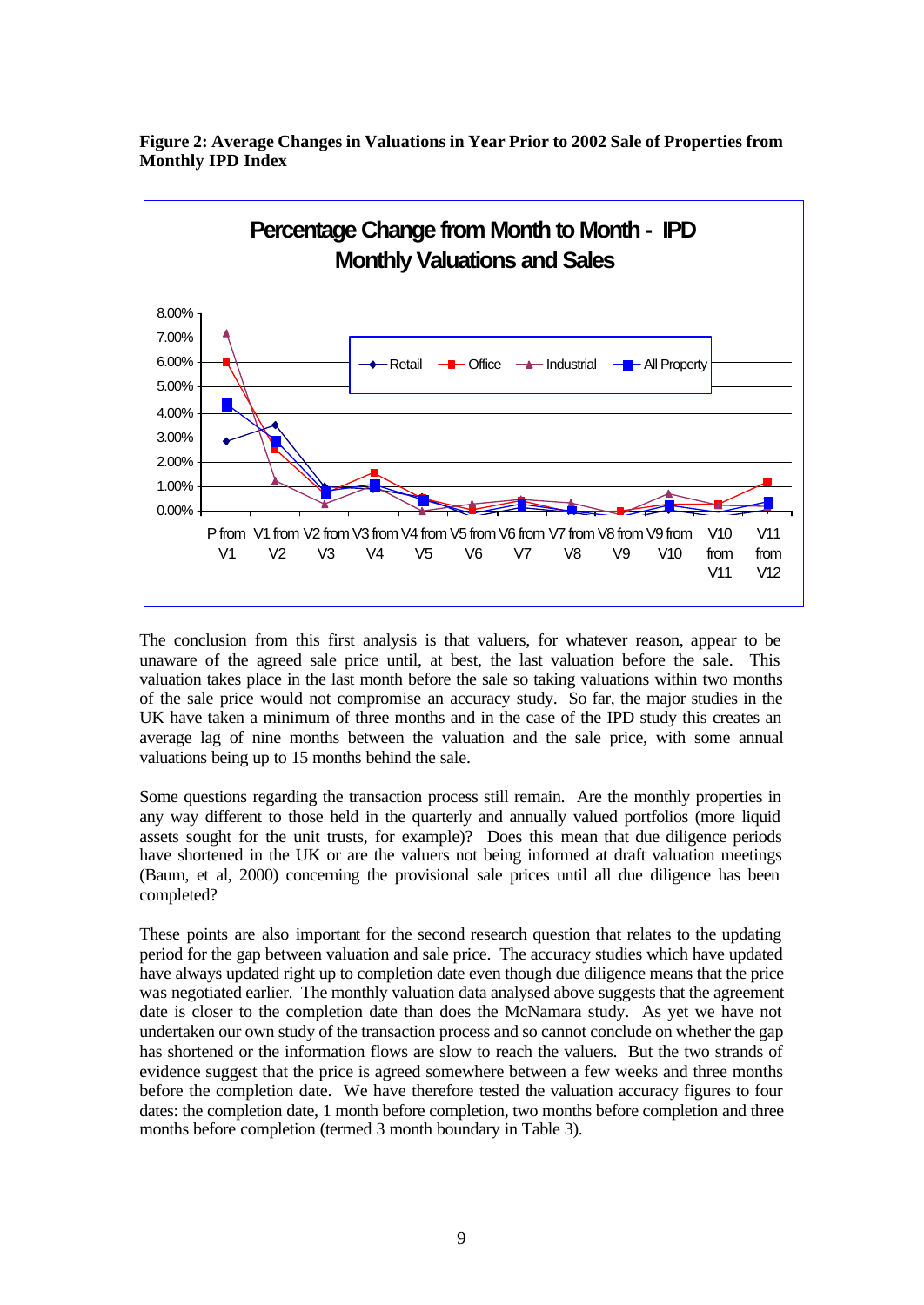**Figure 2: Average Changes in Valuations in Year Prior to 2002 Sale of Properties from Monthly IPD Index**

Percentage Change from Month to Month - IPD Monthly Valuations and Sales

8.00%
7.00%
6.00%
5.00%
4.00%
3.00%
2.00%
1.00%
0.00%

Retail, Office, Industrial, All Property

P from V1, V1 from V2, V2 from V3, V3 from V4, V4 from V5, V5 from V6, V6 from V7, V7 from V8, V8 from V9, V9 from V10, V10 from V11, V11 from V12

The conclusion from this first analysis is that valuers, for whatever reason, appear to be unaware of the agreed sale price until, at best, the last valuation before the sale. This valuation takes place in the last month before the sale so taking valuations within two months of the sale price would not compromise an accuracy study. So far, the major studies in the UK have taken a minimum of three months and in the case of the IPD study this creates an average lag of nine months between the valuation and the sale price, with some annual valuations being up to 15 months behind the sale.

Some questions regarding the transaction process still remain. Are the monthly properties in any way different to those held in the quarterly and annually valued portfolios (more liquid assets sought for the unit trusts, for example)? Does this mean that due diligence periods have shortened in the UK or are the valuers not being informed at draft valuation meetings (Baum, et al, 2000) concerning the provisional sale prices until all due diligence has been completed?

These points are also important for the second research question that relates to the updating period for the gap between valuation and sale price. The accuracy studies which have updated have always updated right up to completion date even though due diligence means that the price was negotiated earlier. The monthly valuation data analysed above suggests that the agreement date is closer to the completion date than does the McNamara study. As yet we have not undertaken our own study of the transaction process and so cannot conclude on whether the gap has shortened or the information flows are slow to reach the valuers. But the two strands of evidence suggest that the price is agreed somewhere between a few weeks and three months before the completion date. We have therefore tested the valuation accuracy figures to four dates: the completion date, 1 month before completion, two months before completion and three months before completion (termed 3 month boundary in Table 3).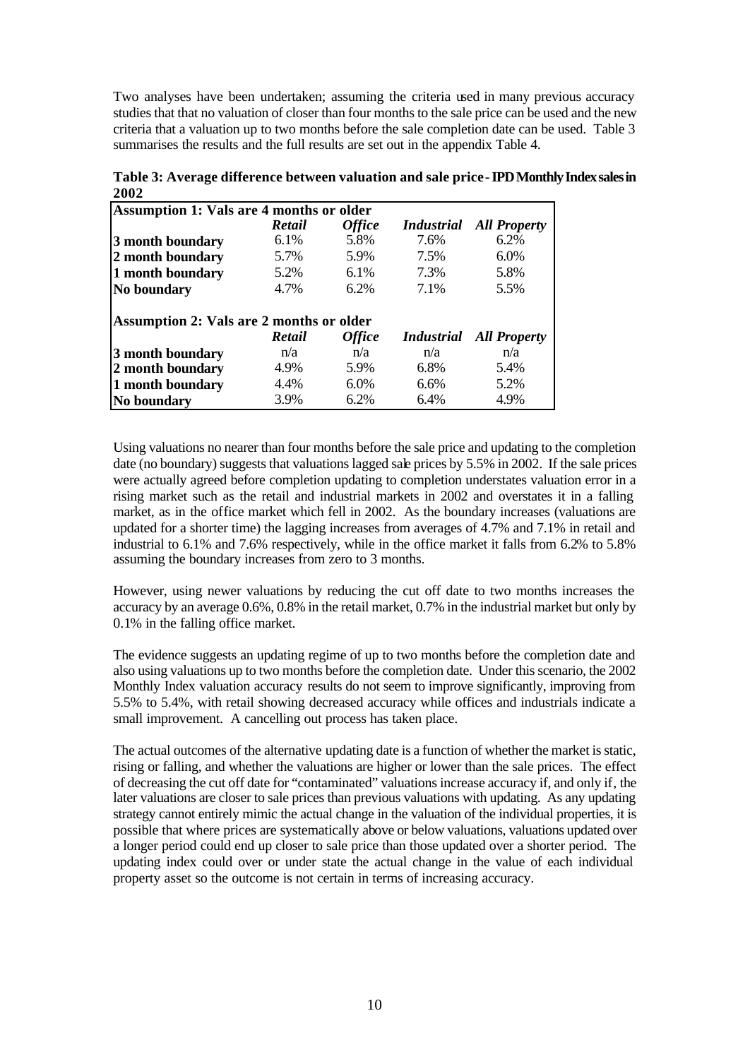Two analyses have been undertaken; assuming the criteria used in many previous accuracy studies that that no valuation of closer than four months to the sale price can be used and the new criteria that a valuation up to two months before the sale completion date can be used. Table 3 summarises the results and the full results are set out in the appendix Table 4.

**Table 3: Average difference between valuation and sale price - IPD Monthly Index sales in 2002**

| **Assumption 1: Vals are 4 months or older** | | | | |
|---|---|---|---|---|
| | ***Retail*** | ***Office*** | ***Industrial*** | ***All Property*** |
| **3 month boundary** | 6.1% | 5.8% | 7.6% | 6.2% |
| **2 month boundary** | 5.7% | 5.9% | 7.5% | 6.0% |
| **1 month boundary** | 5.2% | 6.1% | 7.3% | 5.8% |
| **No boundary** | 4.7% | 6.2% | 7.1% | 5.5% |
| **Assumption 2: Vals are 2 months or older** | | | | |
| | ***Retail*** | ***Office*** | ***Industrial*** | ***All Property*** |
| **3 month boundary** | n/a | n/a | n/a | n/a |
| **2 month boundary** | 4.9% | 5.9% | 6.8% | 5.4% |
| **1 month boundary** | 4.4% | 6.0% | 6.6% | 5.2% |
| **No boundary** | 3.9% | 6.2% | 6.4% | 4.9% |

Using valuations no nearer than four months before the sale price and updating to the completion date (no boundary) suggests that valuations lagged sale prices by 5.5% in 2002. If the sale prices were actually agreed before completion updating to completion understates valuation error in a rising market such as the retail and industrial markets in 2002 and overstates it in a falling market, as in the office market which fell in 2002. As the boundary increases (valuations are updated for a shorter time) the lagging increases from averages of 4.7% and 7.1% in retail and industrial to 6.1% and 7.6% respectively, while in the office market it falls from 6.2% to 5.8% assuming the boundary increases from zero to 3 months.

However, using newer valuations by reducing the cut off date to two months increases the accuracy by an average 0.6%, 0.8% in the retail market, 0.7% in the industrial market but only by 0.1% in the falling office market.

The evidence suggests an updating regime of up to two months before the completion date and also using valuations up to two months before the completion date. Under this scenario, the 2002 Monthly Index valuation accuracy results do not seem to improve significantly, improving from 5.5% to 5.4%, with retail showing decreased accuracy while offices and industrials indicate a small improvement. A cancelling out process has taken place.

The actual outcomes of the alternative updating date is a function of whether the market is static, rising or falling, and whether the valuations are higher or lower than the sale prices. The effect of decreasing the cut off date for "contaminated" valuations increase accuracy if, and only if, the later valuations are closer to sale prices than previous valuations with updating. As any updating strategy cannot entirely mimic the actual change in the valuation of the individual properties, it is possible that where prices are systematically above or below valuations, valuations updated over a longer period could end up closer to sale price than those updated over a shorter period. The updating index could over or under state the actual change in the value of each individual property asset so the outcome is not certain in terms of increasing accuracy.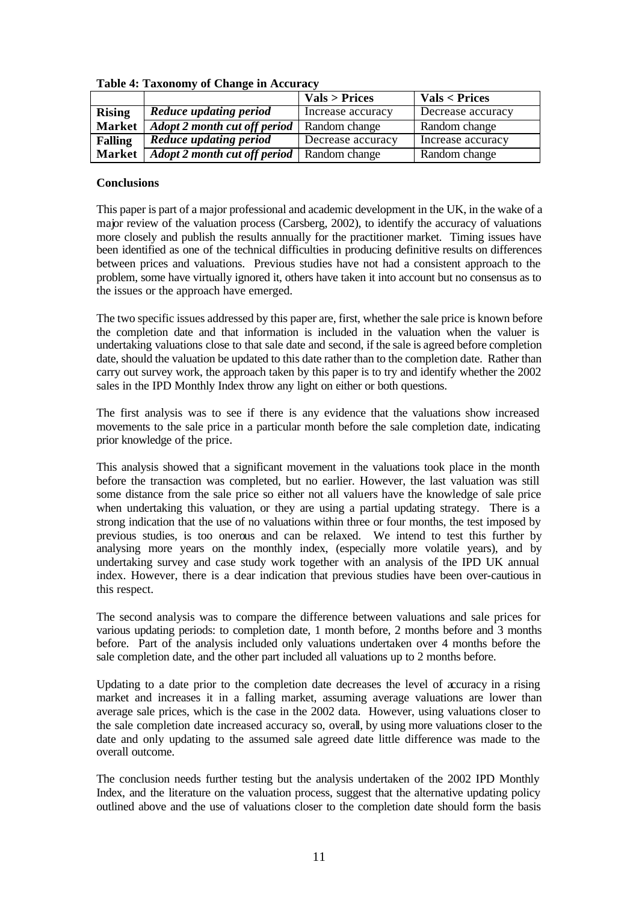**Table 4: Taxonomy of Change in Accuracy**

| | | Vals > Prices | Vals < Prices |
|---|---|---|---|
| **Rising** | ***Reduce updating period*** | Increase accuracy | Decrease accuracy |
| **Market** | ***Adopt 2 month cut off period*** | Random change | Random change |
| **Falling** | ***Reduce updating period*** | Decrease accuracy | Increase accuracy |
| **Market** | ***Adopt 2 month cut off period*** | Random change | Random change |

**Conclusions**

This paper is part of a major professional and academic development in the UK, in the wake of a major review of the valuation process (Carsberg, 2002), to identify the accuracy of valuations more closely and publish the results annually for the practitioner market. Timing issues have been identified as one of the technical difficulties in producing definitive results on differences between prices and valuations. Previous studies have not had a consistent approach to the problem, some have virtually ignored it, others have taken it into account but no consensus as to the issues or the approach have emerged.

The two specific issues addressed by this paper are, first, whether the sale price is known before the completion date and that information is included in the valuation when the valuer is undertaking valuations close to that sale date and second, if the sale is agreed before completion date, should the valuation be updated to this date rather than to the completion date. Rather than carry out survey work, the approach taken by this paper is to try and identify whether the 2002 sales in the IPD Monthly Index throw any light on either or both questions.

The first analysis was to see if there is any evidence that the valuations show increased movements to the sale price in a particular month before the sale completion date, indicating prior knowledge of the price.

This analysis showed that a significant movement in the valuations took place in the month before the transaction was completed, but no earlier. However, the last valuation was still some distance from the sale price so either not all valuers have the knowledge of sale price when undertaking this valuation, or they are using a partial updating strategy. There is a strong indication that the use of no valuations within three or four months, the test imposed by previous studies, is too onerous and can be relaxed. We intend to test this further by analysing more years on the monthly index, (especially more volatile years), and by undertaking survey and case study work together with an analysis of the IPD UK annual index. However, there is a clear indication that previous studies have been over-cautious in this respect.

The second analysis was to compare the difference between valuations and sale prices for various updating periods: to completion date, 1 month before, 2 months before and 3 months before. Part of the analysis included only valuations undertaken over 4 months before the sale completion date, and the other part included all valuations up to 2 months before.

Updating to a date prior to the completion date decreases the level of accuracy in a rising market and increases it in a falling market, assuming average valuations are lower than average sale prices, which is the case in the 2002 data. However, using valuations closer to the sale completion date increased accuracy so, overall, by using more valuations closer to the date and only updating to the assumed sale agreed date little difference was made to the overall outcome.

The conclusion needs further testing but the analysis undertaken of the 2002 IPD Monthly Index, and the literature on the valuation process, suggest that the alternative updating policy outlined above and the use of valuations closer to the completion date should form the basis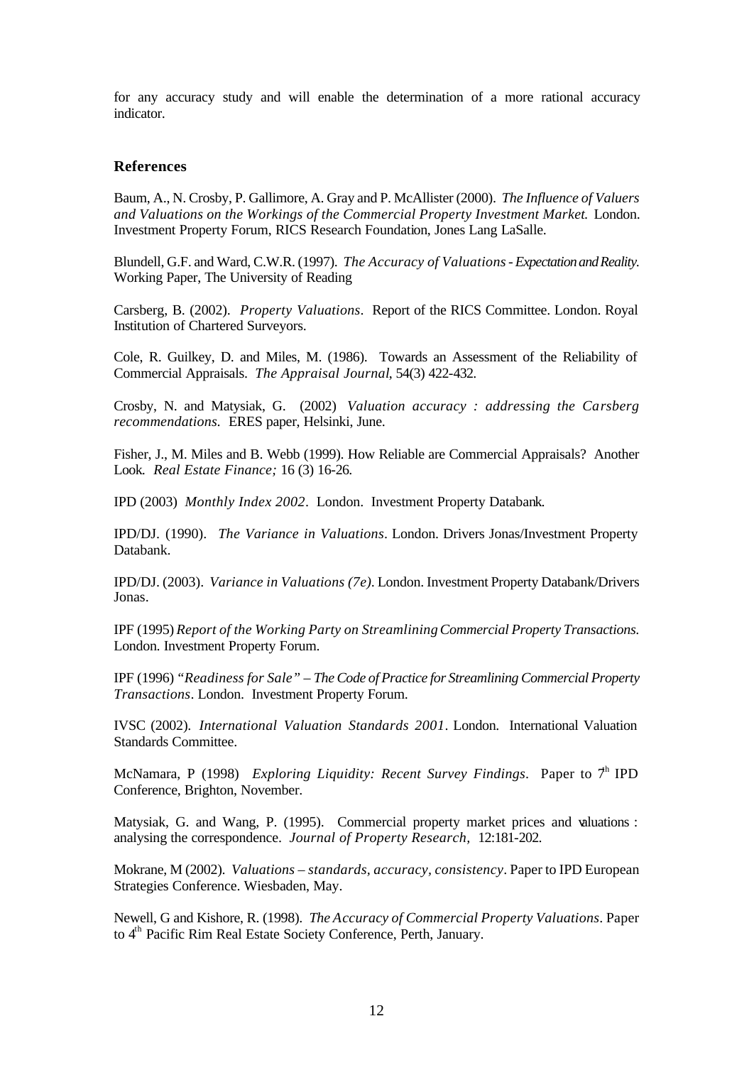for any accuracy study and will enable the determination of a more rational accuracy indicator.

## References

Baum, A., N. Crosby, P. Gallimore, A. Gray and P. McAllister (2000). *The Influence of Valuers and Valuations on the Workings of the Commercial Property Investment Market.* London. Investment Property Forum, RICS Research Foundation, Jones Lang LaSalle.

Blundell, G.F. and Ward, C.W.R. (1997). *The Accuracy of Valuations - Expectation and Reality.* Working Paper, The University of Reading

Carsberg, B. (2002). *Property Valuations*. Report of the RICS Committee. London. Royal Institution of Chartered Surveyors.

Cole, R. Guilkey, D. and Miles, M. (1986). Towards an Assessment of the Reliability of Commercial Appraisals. *The Appraisal Journal*, 54(3) 422-432.

Crosby, N. and Matysiak, G. (2002) *Valuation accuracy : addressing the Carsberg recommendations*. ERES paper, Helsinki, June.

Fisher, J., M. Miles and B. Webb (1999). How Reliable are Commercial Appraisals? Another Look. *Real Estate Finance;* 16 (3) 16-26.

IPD (2003) *Monthly Index 2002*. London. Investment Property Databank.

IPD/DJ. (1990). *The Variance in Valuations*. London. Drivers Jonas/Investment Property Databank.

IPD/DJ. (2003). *Variance in Valuations (7e)*. London. Investment Property Databank/Drivers Jonas.

IPF (1995) *Report of the Working Party on Streamlining Commercial Property Transactions.* London. Investment Property Forum.

IPF (1996) *"Readiness for Sale" – The Code of Practice for Streamlining Commercial Property Transactions*. London. Investment Property Forum.

IVSC (2002). *International Valuation Standards 2001*. London. International Valuation Standards Committee.

McNamara, P (1998) *Exploring Liquidity: Recent Survey Findings*. Paper to 7th IPD Conference, Brighton, November.

Matysiak, G. and Wang, P. (1995). Commercial property market prices and valuations : analysing the correspondence. *Journal of Property Research,* 12:181-202.

Mokrane, M (2002). *Valuations – standards, accuracy, consistency*. Paper to IPD European Strategies Conference. Wiesbaden, May.

Newell, G and Kishore, R. (1998). *The Accuracy of Commercial Property Valuations*. Paper to 4th Pacific Rim Real Estate Society Conference, Perth, January.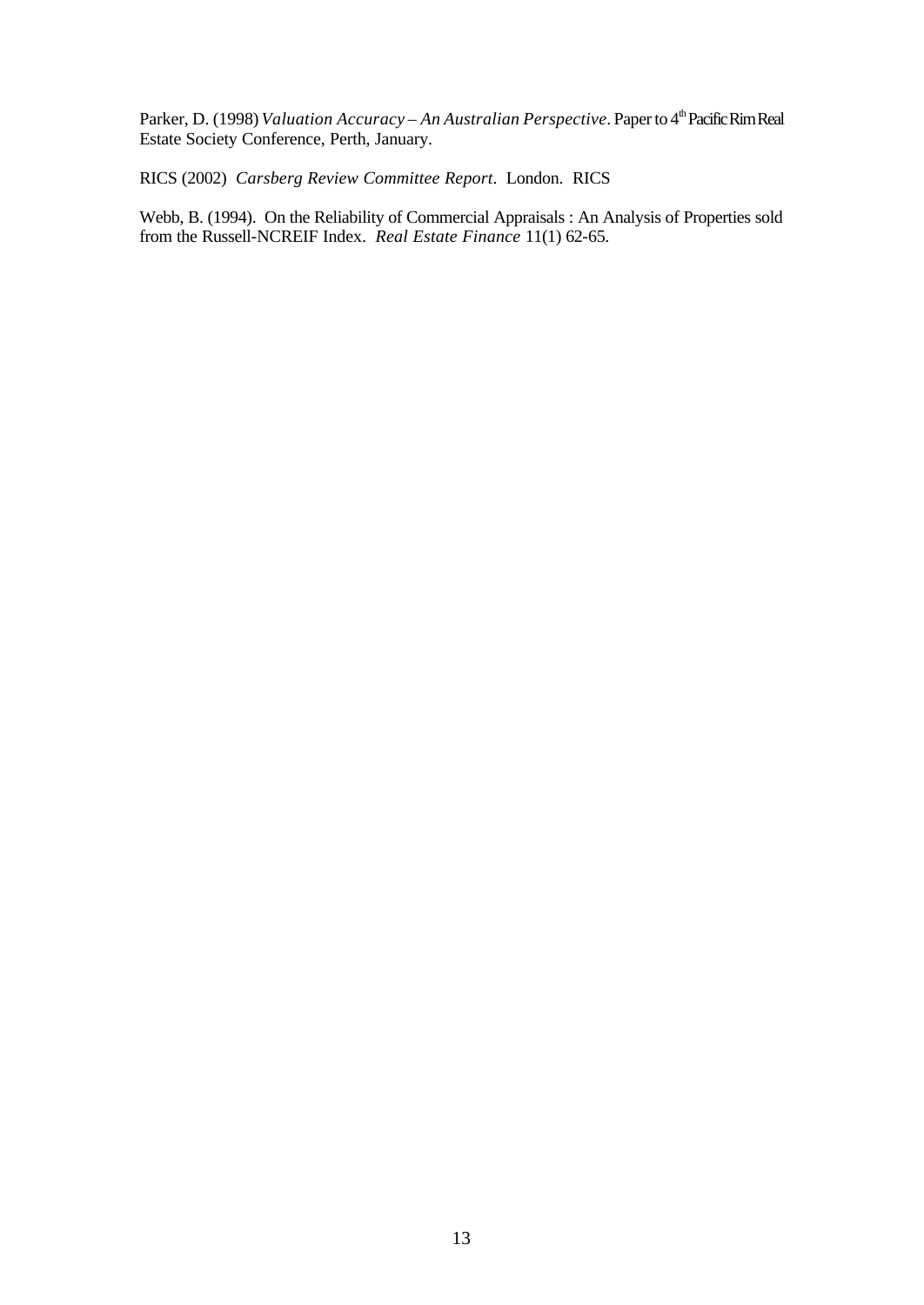Parker, D. (1998) *Valuation Accuracy – An Australian Perspective*. Paper to 4th Pacific Rim Real Estate Society Conference, Perth, January.

RICS (2002) *Carsberg Review Committee Report*. London. RICS

Webb, B. (1994). On the Reliability of Commercial Appraisals : An Analysis of Properties sold from the Russell-NCREIF Index. *Real Estate Finance* 11(1) 62-65.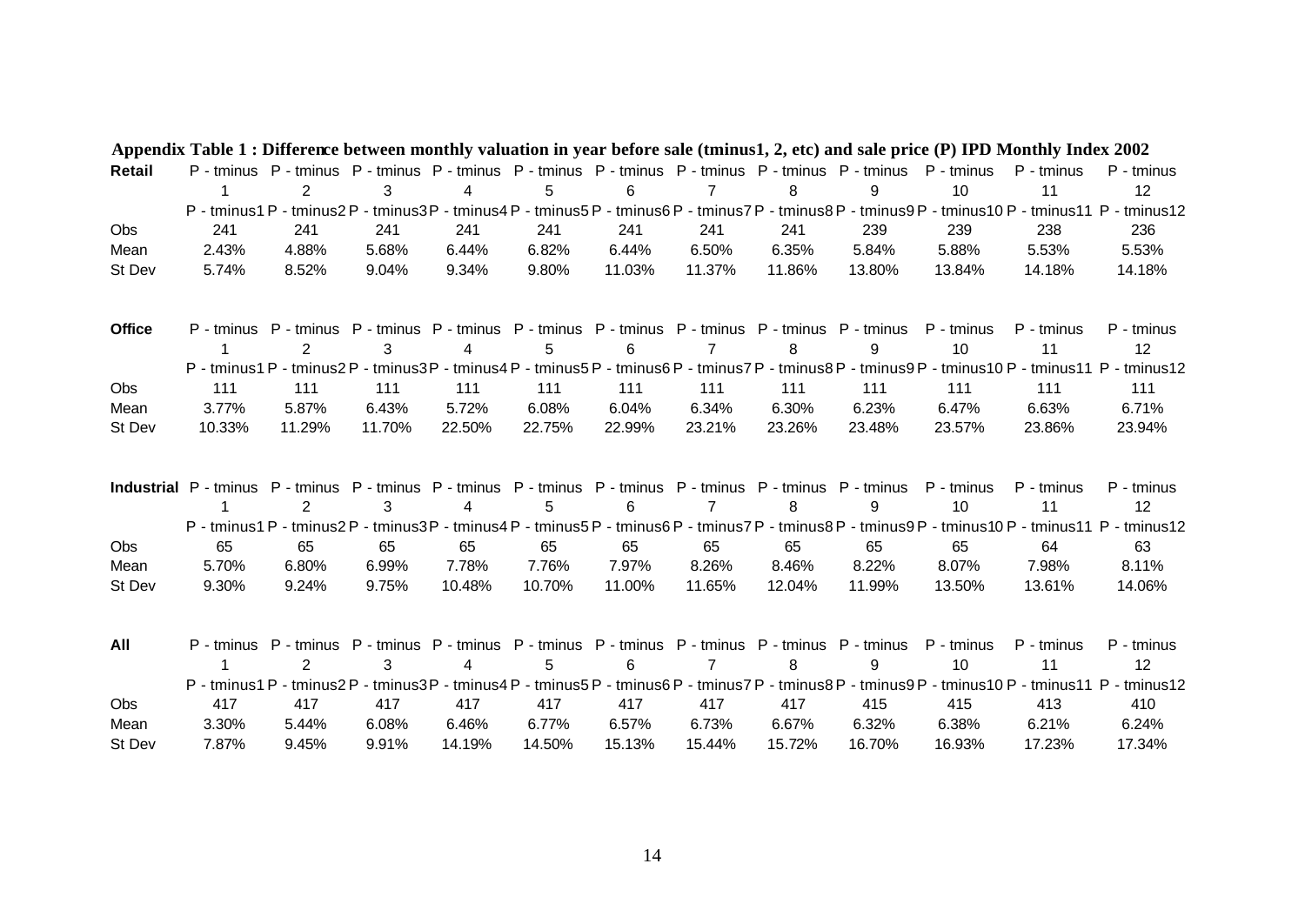**Appendix Table 1 : Difference between monthly valuation in year before sale (tminus1, 2, etc) and sale price (P) IPD Monthly Index 2002**

| **Retail** | P - tminus 1 | P - tminus 2 | P - tminus 3 | P - tminus 4 | P - tminus 5 | P - tminus 6 | P - tminus 7 | P - tminus 8 | P - tminus 9 | P - tminus 10 | P - tminus 11 | P - tminus 12 |
|---|---|---|---|---|---|---|---|---|---|---|---|---|
| | P - tminus1 | P - tminus2 | P - tminus3 | P - tminus4 | P - tminus5 | P - tminus6 | P - tminus7 | P - tminus8 | P - tminus9 | P - tminus10 | P - tminus11 | P - tminus12 |
| Obs | 241 | 241 | 241 | 241 | 241 | 241 | 241 | 241 | 239 | 239 | 238 | 236 |
| Mean | 2.43% | 4.88% | 5.68% | 6.44% | 6.82% | 6.44% | 6.50% | 6.35% | 5.84% | 5.88% | 5.53% | 5.53% |
| St Dev | 5.74% | 8.52% | 9.04% | 9.34% | 9.80% | 11.03% | 11.37% | 11.86% | 13.80% | 13.84% | 14.18% | 14.18% |

| **Office** | P - tminus 1 | P - tminus 2 | P - tminus 3 | P - tminus 4 | P - tminus 5 | P - tminus 6 | P - tminus 7 | P - tminus 8 | P - tminus 9 | P - tminus 10 | P - tminus 11 | P - tminus 12 |
|---|---|---|---|---|---|---|---|---|---|---|---|---|
| | P - tminus1 | P - tminus2 | P - tminus3 | P - tminus4 | P - tminus5 | P - tminus6 | P - tminus7 | P - tminus8 | P - tminus9 | P - tminus10 | P - tminus11 | P - tminus12 |
| Obs | 111 | 111 | 111 | 111 | 111 | 111 | 111 | 111 | 111 | 111 | 111 | 111 |
| Mean | 3.77% | 5.87% | 6.43% | 5.72% | 6.08% | 6.04% | 6.34% | 6.30% | 6.23% | 6.47% | 6.63% | 6.71% |
| St Dev | 10.33% | 11.29% | 11.70% | 22.50% | 22.75% | 22.99% | 23.21% | 23.26% | 23.48% | 23.57% | 23.86% | 23.94% |

| **Industrial** | P - tminus 1 | P - tminus 2 | P - tminus 3 | P - tminus 4 | P - tminus 5 | P - tminus 6 | P - tminus 7 | P - tminus 8 | P - tminus 9 | P - tminus 10 | P - tminus 11 | P - tminus 12 |
|---|---|---|---|---|---|---|---|---|---|---|---|---|
| | P - tminus1 | P - tminus2 | P - tminus3 | P - tminus4 | P - tminus5 | P - tminus6 | P - tminus7 | P - tminus8 | P - tminus9 | P - tminus10 | P - tminus11 | P - tminus12 |
| Obs | 65 | 65 | 65 | 65 | 65 | 65 | 65 | 65 | 65 | 65 | 64 | 63 |
| Mean | 5.70% | 6.80% | 6.99% | 7.78% | 7.76% | 7.97% | 8.26% | 8.46% | 8.22% | 8.07% | 7.98% | 8.11% |
| St Dev | 9.30% | 9.24% | 9.75% | 10.48% | 10.70% | 11.00% | 11.65% | 12.04% | 11.99% | 13.50% | 13.61% | 14.06% |

| **All** | P - tminus 1 | P - tminus 2 | P - tminus 3 | P - tminus 4 | P - tminus 5 | P - tminus 6 | P - tminus 7 | P - tminus 8 | P - tminus 9 | P - tminus 10 | P - tminus 11 | P - tminus 12 |
|---|---|---|---|---|---|---|---|---|---|---|---|---|
| | P - tminus1 | P - tminus2 | P - tminus3 | P - tminus4 | P - tminus5 | P - tminus6 | P - tminus7 | P - tminus8 | P - tminus9 | P - tminus10 | P - tminus11 | P - tminus12 |
| Obs | 417 | 417 | 417 | 417 | 417 | 417 | 417 | 417 | 415 | 415 | 413 | 410 |
| Mean | 3.30% | 5.44% | 6.08% | 6.46% | 6.77% | 6.57% | 6.73% | 6.67% | 6.32% | 6.38% | 6.21% | 6.24% |
| St Dev | 7.87% | 9.45% | 9.91% | 14.19% | 14.50% | 15.13% | 15.44% | 15.72% | 16.70% | 16.93% | 17.23% | 17.34% |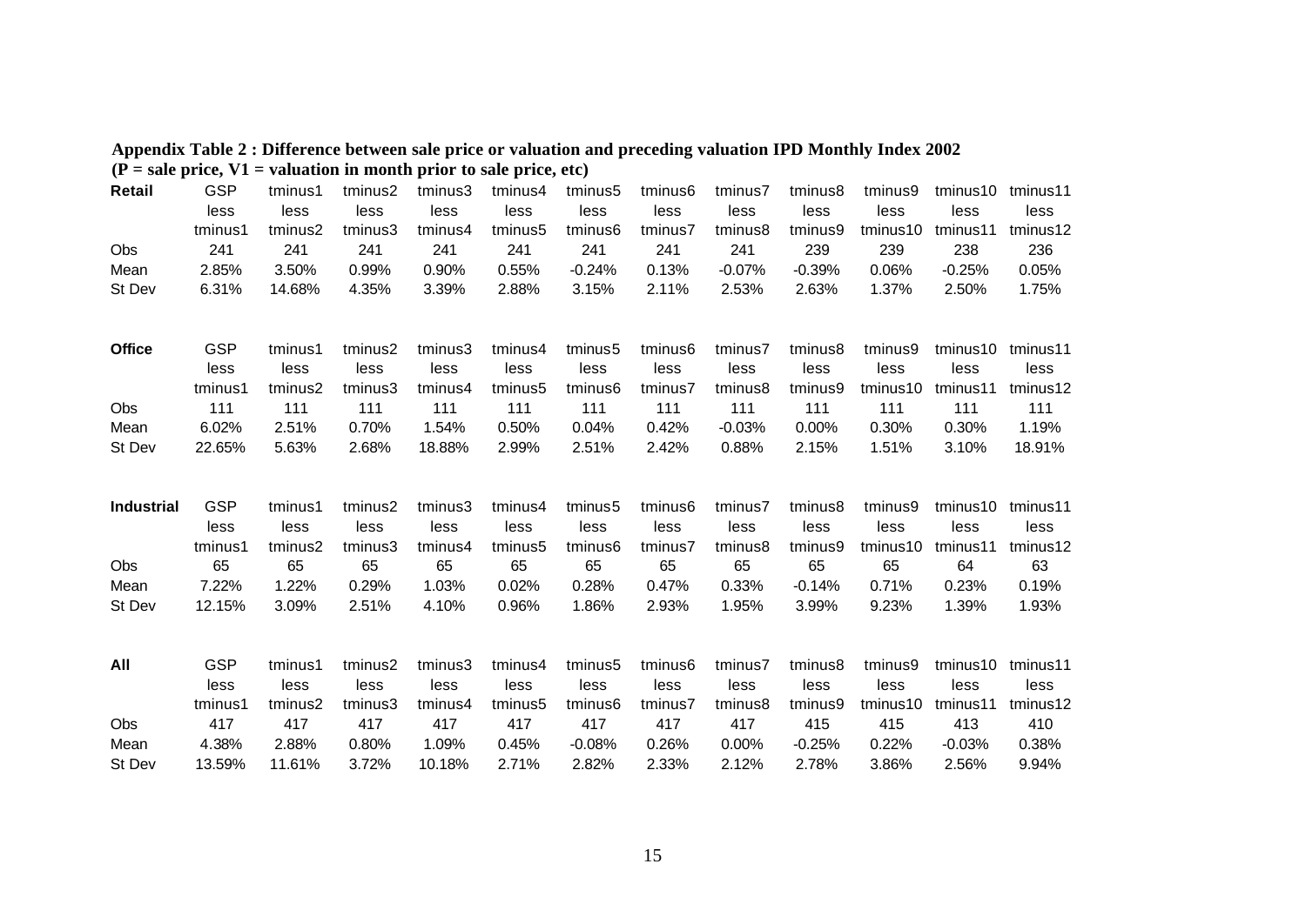**Appendix Table 2 : Difference between sale price or valuation and preceding valuation IPD Monthly Index 2002**
**(P = sale price, V1 = valuation in month prior to sale price, etc)**

| **Retail** | GSP less tminus1 | tminus1 less tminus2 | tminus2 less tminus3 | tminus3 less tminus4 | tminus4 less tminus5 | tminus5 less tminus6 | tminus6 less tminus7 | tminus7 less tminus8 | tminus8 less tminus9 | tminus9 less tminus10 | tminus10 less tminus11 | tminus11 less tminus12 |
|---|---|---|---|---|---|---|---|---|---|---|---|---|
| Obs | 241 | 241 | 241 | 241 | 241 | 241 | 241 | 241 | 239 | 239 | 238 | 236 |
| Mean | 2.85% | 3.50% | 0.99% | 0.90% | 0.55% | -0.24% | 0.13% | -0.07% | -0.39% | 0.06% | -0.25% | 0.05% |
| St Dev | 6.31% | 14.68% | 4.35% | 3.39% | 2.88% | 3.15% | 2.11% | 2.53% | 2.63% | 1.37% | 2.50% | 1.75% |

| **Office** | GSP less tminus1 | tminus1 less tminus2 | tminus2 less tminus3 | tminus3 less tminus4 | tminus4 less tminus5 | tminus5 less tminus6 | tminus6 less tminus7 | tminus7 less tminus8 | tminus8 less tminus9 | tminus9 less tminus10 | tminus10 less tminus11 | tminus11 less tminus12 |
|---|---|---|---|---|---|---|---|---|---|---|---|---|
| Obs | 111 | 111 | 111 | 111 | 111 | 111 | 111 | 111 | 111 | 111 | 111 | 111 |
| Mean | 6.02% | 2.51% | 0.70% | 1.54% | 0.50% | 0.04% | 0.42% | -0.03% | 0.00% | 0.30% | 0.30% | 1.19% |
| St Dev | 22.65% | 5.63% | 2.68% | 18.88% | 2.99% | 2.51% | 2.42% | 0.88% | 2.15% | 1.51% | 3.10% | 18.91% |

| **Industrial** | GSP less tminus1 | tminus1 less tminus2 | tminus2 less tminus3 | tminus3 less tminus4 | tminus4 less tminus5 | tminus5 less tminus6 | tminus6 less tminus7 | tminus7 less tminus8 | tminus8 less tminus9 | tminus9 less tminus10 | tminus10 less tminus11 | tminus11 less tminus12 |
|---|---|---|---|---|---|---|---|---|---|---|---|---|
| Obs | 65 | 65 | 65 | 65 | 65 | 65 | 65 | 65 | 65 | 65 | 64 | 63 |
| Mean | 7.22% | 1.22% | 0.29% | 1.03% | 0.02% | 0.28% | 0.47% | 0.33% | -0.14% | 0.71% | 0.23% | 0.19% |
| St Dev | 12.15% | 3.09% | 2.51% | 4.10% | 0.96% | 1.86% | 2.93% | 1.95% | 3.99% | 9.23% | 1.39% | 1.93% |

| **All** | GSP less tminus1 | tminus1 less tminus2 | tminus2 less tminus3 | tminus3 less tminus4 | tminus4 less tminus5 | tminus5 less tminus6 | tminus6 less tminus7 | tminus7 less tminus8 | tminus8 less tminus9 | tminus9 less tminus10 | tminus10 less tminus11 | tminus11 less tminus12 |
|---|---|---|---|---|---|---|---|---|---|---|---|---|
| Obs | 417 | 417 | 417 | 417 | 417 | 417 | 417 | 417 | 415 | 415 | 413 | 410 |
| Mean | 4.38% | 2.88% | 0.80% | 1.09% | 0.45% | -0.08% | 0.26% | 0.00% | -0.25% | 0.22% | -0.03% | 0.38% |
| St Dev | 13.59% | 11.61% | 3.72% | 10.18% | 2.71% | 2.82% | 2.33% | 2.12% | 2.78% | 3.86% | 2.56% | 9.94% |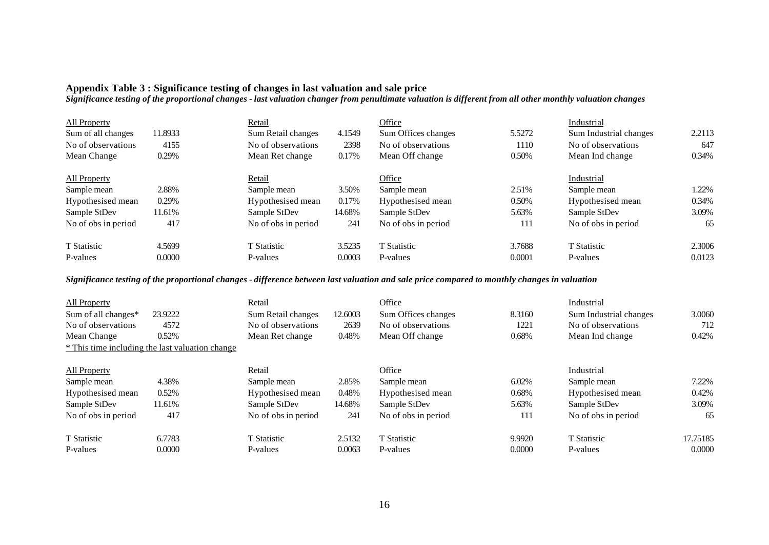**Appendix Table 3 : Significance testing of changes in last valuation and sale price**

***Significance testing of the proportional changes - last valuation changer from penultimate valuation is different from all other monthly valuation changes***

| All Property | | Retail | | Office | | Industrial | |
|---|---|---|---|---|---|---|---|
| Sum of all changes | 11.8933 | Sum Retail changes | 4.1549 | Sum Offices changes | 5.5272 | Sum Industrial changes | 2.2113 |
| No of observations | 4155 | No of observations | 2398 | No of observations | 1110 | No of observations | 647 |
| Mean Change | 0.29% | Mean Ret change | 0.17% | Mean Off change | 0.50% | Mean Ind change | 0.34% |

| All Property | | Retail | | Office | | Industrial | |
|---|---|---|---|---|---|---|---|
| Sample mean | 2.88% | Sample mean | 3.50% | Sample mean | 2.51% | Sample mean | 1.22% |
| Hypothesised mean | 0.29% | Hypothesised mean | 0.17% | Hypothesised mean | 0.50% | Hypothesised mean | 0.34% |
| Sample StDev | 11.61% | Sample StDev | 14.68% | Sample StDev | 5.63% | Sample StDev | 3.09% |
| No of obs in period | 417 | No of obs in period | 241 | No of obs in period | 111 | No of obs in period | 65 |
| T Statistic | 4.5699 | T Statistic | 3.5235 | T Statistic | 3.7688 | T Statistic | 2.3006 |
| P-values | 0.0000 | P-values | 0.0003 | P-values | 0.0001 | P-values | 0.0123 |

***Significance testing of the proportional changes - difference between last valuation and sale price compared to monthly changes in valuation***

| All Property | | Retail | | Office | | Industrial | |
|---|---|---|---|---|---|---|---|
| Sum of all changes* | 23.9222 | Sum Retail changes | 12.6003 | Sum Offices changes | 8.3160 | Sum Industrial changes | 3.0060 |
| No of observations | 4572 | No of observations | 2639 | No of observations | 1221 | No of observations | 712 |
| Mean Change | 0.52% | Mean Ret change | 0.48% | Mean Off change | 0.68% | Mean Ind change | 0.42% |

* This time including the last valuation change

| All Property | | Retail | | Office | | Industrial | |
|---|---|---|---|---|---|---|---|
| Sample mean | 4.38% | Sample mean | 2.85% | Sample mean | 6.02% | Sample mean | 7.22% |
| Hypothesised mean | 0.52% | Hypothesised mean | 0.48% | Hypothesised mean | 0.68% | Hypothesised mean | 0.42% |
| Sample StDev | 11.61% | Sample StDev | 14.68% | Sample StDev | 5.63% | Sample StDev | 3.09% |
| No of obs in period | 417 | No of obs in period | 241 | No of obs in period | 111 | No of obs in period | 65 |
| T Statistic | 6.7783 | T Statistic | 2.5132 | T Statistic | 9.9920 | T Statistic | 17.75185 |
| P-values | 0.0000 | P-values | 0.0063 | P-values | 0.0000 | P-values | 0.0000 |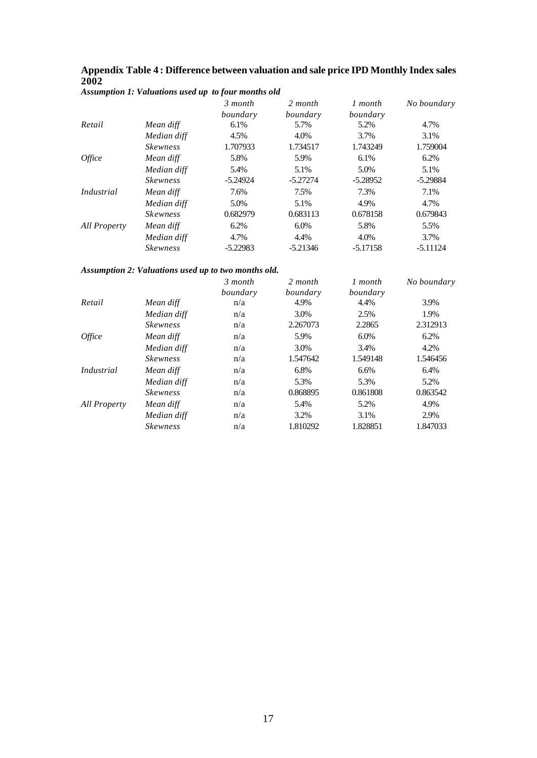### Appendix Table 4 : Difference between valuation and sale price IPD Monthly Index sales 2002

***Assumption 1: Valuations used up to four months old***

| | | *3 month boundary* | *2 month boundary* | *1 month boundary* | *No boundary* |
|---|---|---|---|---|---|
| *Retail* | *Mean diff* | 6.1% | 5.7% | 5.2% | 4.7% |
| | *Median diff* | 4.5% | 4.0% | 3.7% | 3.1% |
| | *Skewness* | 1.707933 | 1.734517 | 1.743249 | 1.759004 |
| *Office* | *Mean diff* | 5.8% | 5.9% | 6.1% | 6.2% |
| | *Median diff* | 5.4% | 5.1% | 5.0% | 5.1% |
| | *Skewness* | -5.24924 | -5.27274 | -5.28952 | -5.29884 |
| *Industrial* | *Mean diff* | 7.6% | 7.5% | 7.3% | 7.1% |
| | *Median diff* | 5.0% | 5.1% | 4.9% | 4.7% |
| | *Skewness* | 0.682979 | 0.683113 | 0.678158 | 0.679843 |
| *All Property* | *Mean diff* | 6.2% | 6.0% | 5.8% | 5.5% |
| | *Median diff* | 4.7% | 4.4% | 4.0% | 3.7% |
| | *Skewness* | -5.22983 | -5.21346 | -5.17158 | -5.11124 |

***Assumption 2: Valuations used up to two months old.***

| | | *3 month boundary* | *2 month boundary* | *1 month boundary* | *No boundary* |
|---|---|---|---|---|---|
| *Retail* | *Mean diff* | n/a | 4.9% | 4.4% | 3.9% |
| | *Median diff* | n/a | 3.0% | 2.5% | 1.9% |
| | *Skewness* | n/a | 2.267073 | 2.2865 | 2.312913 |
| *Office* | *Mean diff* | n/a | 5.9% | 6.0% | 6.2% |
| | *Median diff* | n/a | 3.0% | 3.4% | 4.2% |
| | *Skewness* | n/a | 1.547642 | 1.549148 | 1.546456 |
| *Industrial* | *Mean diff* | n/a | 6.8% | 6.6% | 6.4% |
| | *Median diff* | n/a | 5.3% | 5.3% | 5.2% |
| | *Skewness* | n/a | 0.868895 | 0.861808 | 0.863542 |
| *All Property* | *Mean diff* | n/a | 5.4% | 5.2% | 4.9% |
| | *Median diff* | n/a | 3.2% | 3.1% | 2.9% |
| | *Skewness* | n/a | 1.810292 | 1.828851 | 1.847033 |